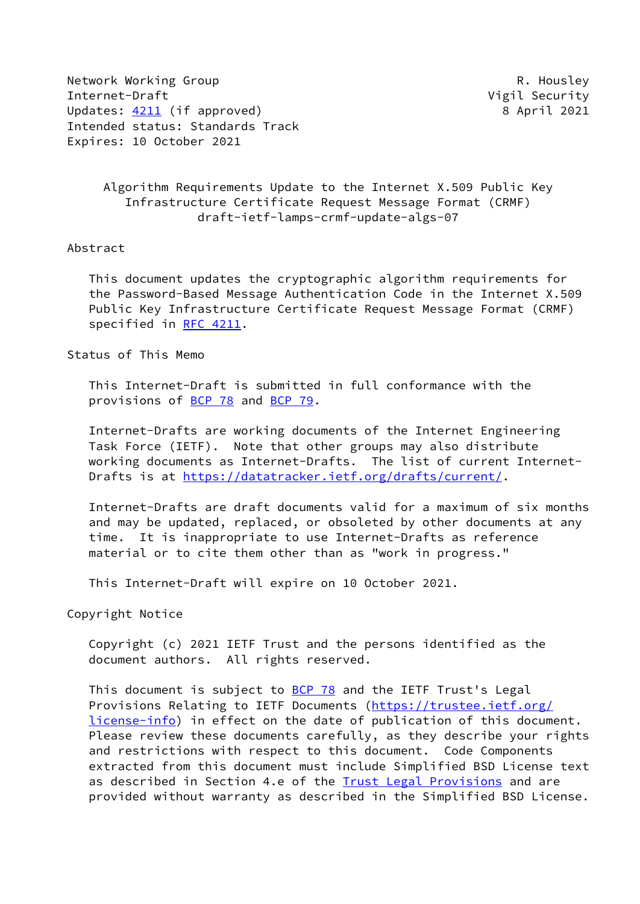Network Working Group R. Housley
Internet-Draft Vigil Security
Updates: 4211 (if approved) 8 April 2021
Intended status: Standards Track
Expires: 10 October 2021

# Algorithm Requirements Update to the Internet X.509 Public Key Infrastructure Certificate Request Message Format (CRMF)

draft-ietf-lamps-crmf-update-algs-07

## Abstract

This document updates the cryptographic algorithm requirements for the Password-Based Message Authentication Code in the Internet X.509 Public Key Infrastructure Certificate Request Message Format (CRMF) specified in RFC 4211.

## Status of This Memo

This Internet-Draft is submitted in full conformance with the provisions of BCP 78 and BCP 79.

Internet-Drafts are working documents of the Internet Engineering Task Force (IETF). Note that other groups may also distribute working documents as Internet-Drafts. The list of current Internet-Drafts is at https://datatracker.ietf.org/drafts/current/.

Internet-Drafts are draft documents valid for a maximum of six months and may be updated, replaced, or obsoleted by other documents at any time. It is inappropriate to use Internet-Drafts as reference material or to cite them other than as "work in progress."

This Internet-Draft will expire on 10 October 2021.

## Copyright Notice

Copyright (c) 2021 IETF Trust and the persons identified as the document authors. All rights reserved.

This document is subject to BCP 78 and the IETF Trust's Legal Provisions Relating to IETF Documents (https://trustee.ietf.org/license-info) in effect on the date of publication of this document. Please review these documents carefully, as they describe your rights and restrictions with respect to this document. Code Components extracted from this document must include Simplified BSD License text as described in Section 4.e of the Trust Legal Provisions and are provided without warranty as described in the Simplified BSD License.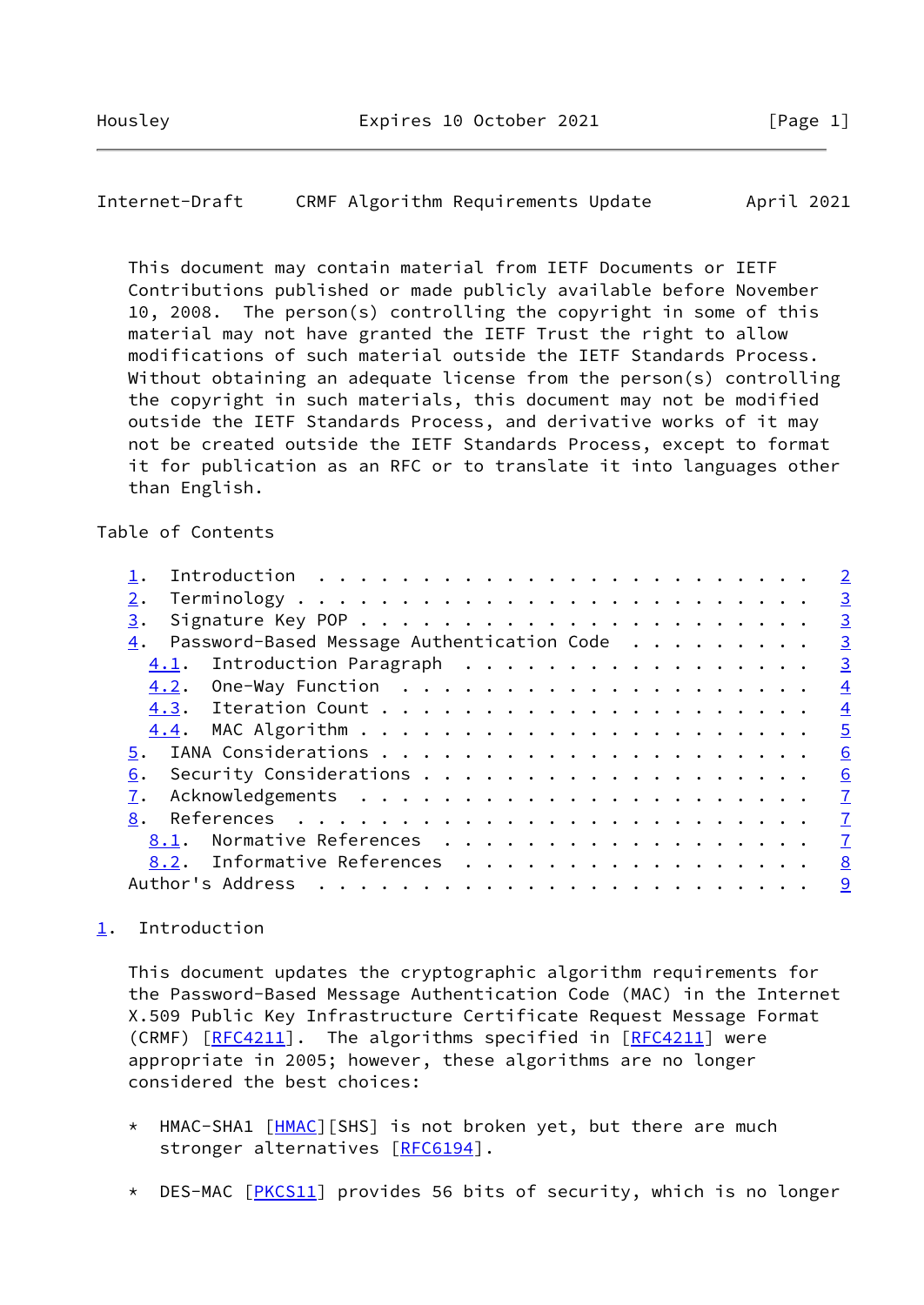This document may contain material from IETF Documents or IETF Contributions published or made publicly available before November 10, 2008. The person(s) controlling the copyright in some of this material may not have granted the IETF Trust the right to allow modifications of such material outside the IETF Standards Process. Without obtaining an adequate license from the person(s) controlling the copyright in such materials, this document may not be modified outside the IETF Standards Process, and derivative works of it may not be created outside the IETF Standards Process, except to format it for publication as an RFC or to translate it into languages other than English.

Table of Contents

```
   1.  Introduction  . . . . . . . . . . . . . . . . . . . . . . . .   2
   2.  Terminology . . . . . . . . . . . . . . . . . . . . . . . . .   3
   3.  Signature Key POP . . . . . . . . . . . . . . . . . . . . . .   3
   4.  Password-Based Message Authentication Code  . . . . . . . . .   3
     4.1.  Introduction Paragraph  . . . . . . . . . . . . . . . . .   3
     4.2.  One-Way Function  . . . . . . . . . . . . . . . . . . . .   4
     4.3.  Iteration Count . . . . . . . . . . . . . . . . . . . . .   4
     4.4.  MAC Algorithm . . . . . . . . . . . . . . . . . . . . . .   5
   5.  IANA Considerations . . . . . . . . . . . . . . . . . . . . .   6
   6.  Security Considerations . . . . . . . . . . . . . . . . . . .   6
   7.  Acknowledgements  . . . . . . . . . . . . . . . . . . . . . .   7
   8.  References  . . . . . . . . . . . . . . . . . . . . . . . . .   7
     8.1.  Normative References  . . . . . . . . . . . . . . . . . .   7
     8.2.  Informative References  . . . . . . . . . . . . . . . . .   8
   Author's Address  . . . . . . . . . . . . . . . . . . . . . . . .   9
```

## 1. Introduction

This document updates the cryptographic algorithm requirements for the Password-Based Message Authentication Code (MAC) in the Internet X.509 Public Key Infrastructure Certificate Request Message Format (CRMF) [RFC4211]. The algorithms specified in [RFC4211] were appropriate in 2005; however, these algorithms are no longer considered the best choices:

* HMAC-SHA1 [HMAC][SHS] is not broken yet, but there are much stronger alternatives [RFC6194].

* DES-MAC [PKCS11] provides 56 bits of security, which is no longer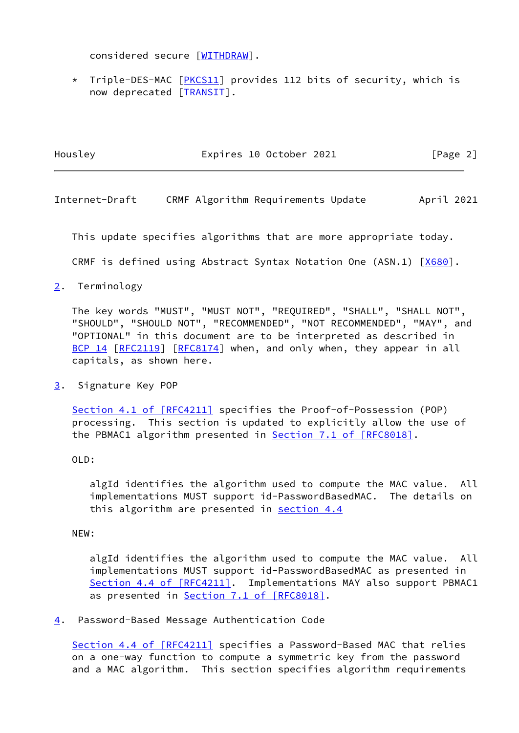considered secure [WITHDRAW].

* Triple-DES-MAC [PKCS11] provides 112 bits of security, which is now deprecated [TRANSIT].

This update specifies algorithms that are more appropriate today.

CRMF is defined using Abstract Syntax Notation One (ASN.1) [X680].

## 2. Terminology

The key words "MUST", "MUST NOT", "REQUIRED", "SHALL", "SHALL NOT", "SHOULD", "SHOULD NOT", "RECOMMENDED", "NOT RECOMMENDED", "MAY", and "OPTIONAL" in this document are to be interpreted as described in BCP 14 [RFC2119] [RFC8174] when, and only when, they appear in all capitals, as shown here.

## 3. Signature Key POP

Section 4.1 of [RFC4211] specifies the Proof-of-Possession (POP) processing. This section is updated to explicitly allow the use of the PBMAC1 algorithm presented in Section 7.1 of [RFC8018].

OLD:

> algId identifies the algorithm used to compute the MAC value. All implementations MUST support id-PasswordBasedMAC. The details on this algorithm are presented in section 4.4

NEW:

> algId identifies the algorithm used to compute the MAC value. All implementations MUST support id-PasswordBasedMAC as presented in Section 4.4 of [RFC4211]. Implementations MAY also support PBMAC1 as presented in Section 7.1 of [RFC8018].

## 4. Password-Based Message Authentication Code

Section 4.4 of [RFC4211] specifies a Password-Based MAC that relies on a one-way function to compute a symmetric key from the password and a MAC algorithm. This section specifies algorithm requirements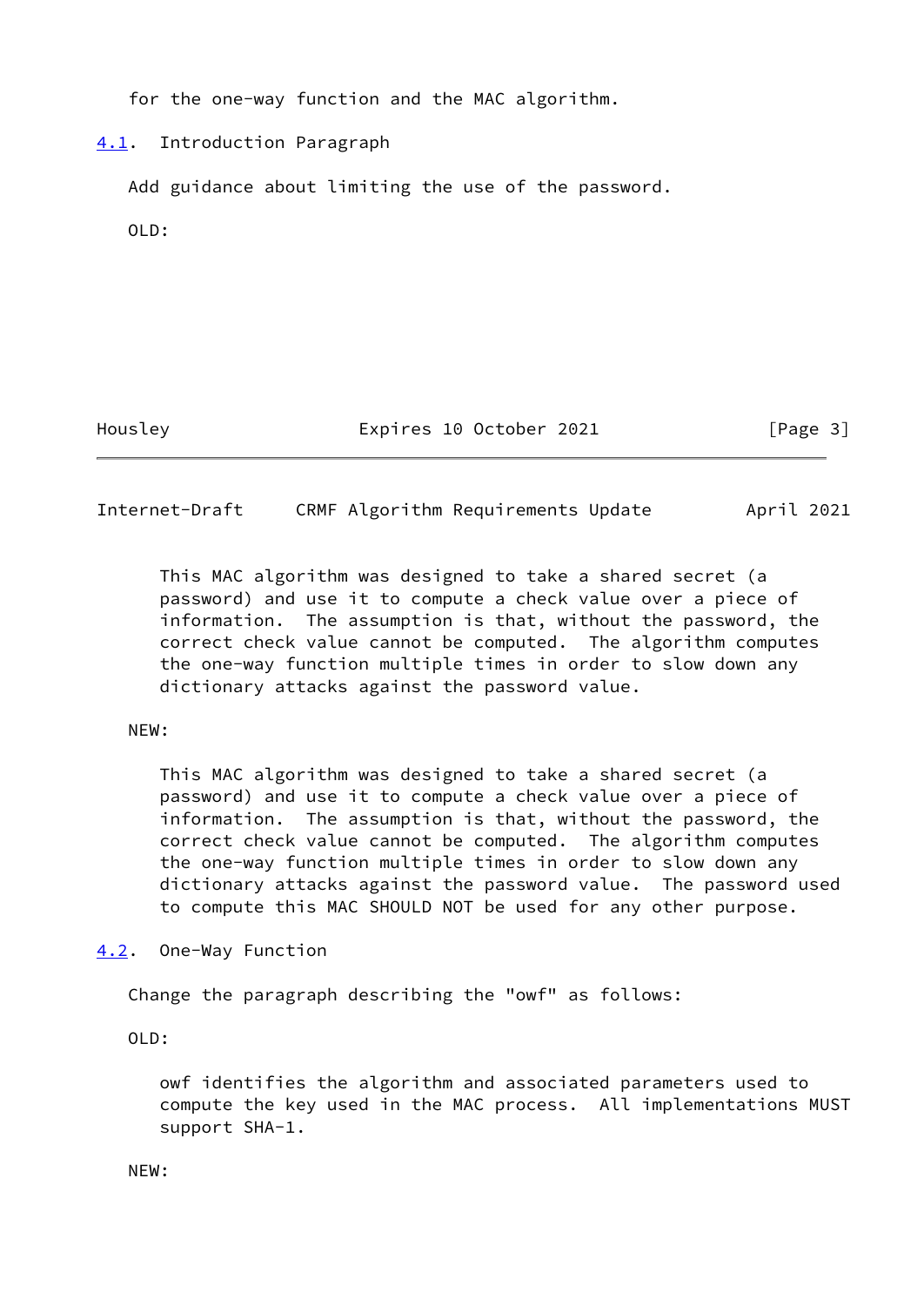for the one-way function and the MAC algorithm.

## 4.1. Introduction Paragraph

Add guidance about limiting the use of the password.

OLD:

> This MAC algorithm was designed to take a shared secret (a password) and use it to compute a check value over a piece of information. The assumption is that, without the password, the correct check value cannot be computed. The algorithm computes the one-way function multiple times in order to slow down any dictionary attacks against the password value.

NEW:

> This MAC algorithm was designed to take a shared secret (a password) and use it to compute a check value over a piece of information. The assumption is that, without the password, the correct check value cannot be computed. The algorithm computes the one-way function multiple times in order to slow down any dictionary attacks against the password value. The password used to compute this MAC SHOULD NOT be used for any other purpose.

## 4.2. One-Way Function

Change the paragraph describing the "owf" as follows:

OLD:

> owf identifies the algorithm and associated parameters used to compute the key used in the MAC process. All implementations MUST support SHA-1.

NEW: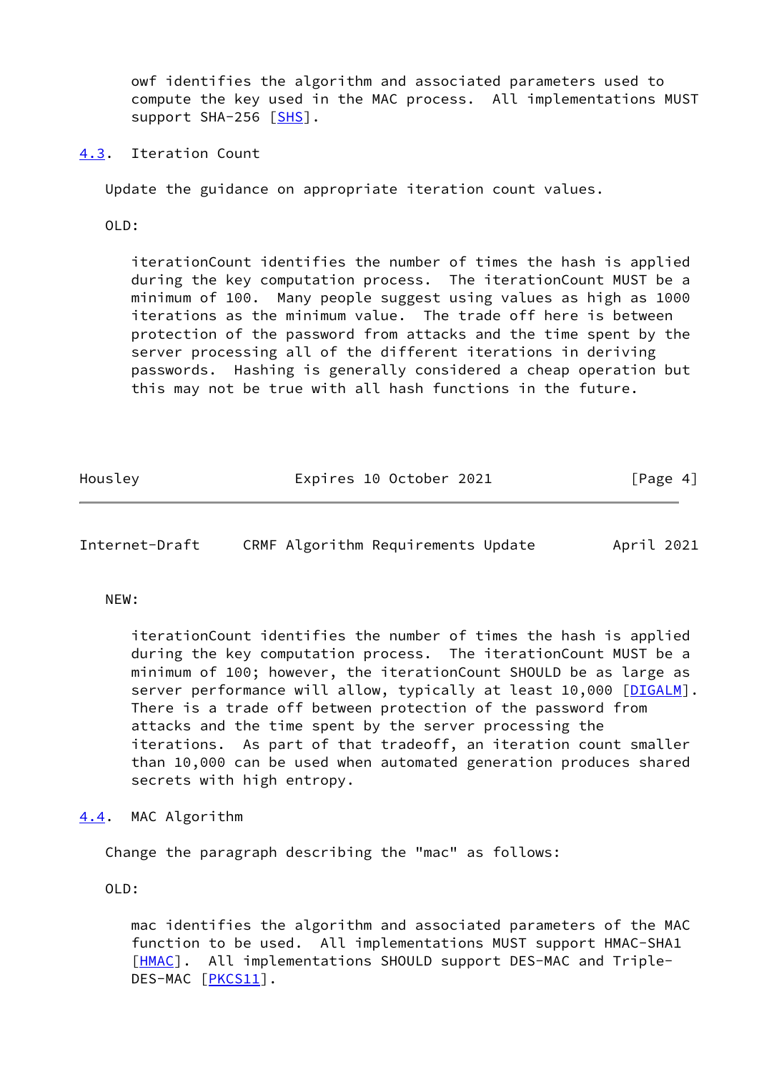owf identifies the algorithm and associated parameters used to compute the key used in the MAC process. All implementations MUST support SHA-256 [SHS].

### 4.3. Iteration Count

Update the guidance on appropriate iteration count values.

OLD:

> iterationCount identifies the number of times the hash is applied during the key computation process. The iterationCount MUST be a minimum of 100. Many people suggest using values as high as 1000 iterations as the minimum value. The trade off here is between protection of the password from attacks and the time spent by the server processing all of the different iterations in deriving passwords. Hashing is generally considered a cheap operation but this may not be true with all hash functions in the future.

NEW:

> iterationCount identifies the number of times the hash is applied during the key computation process. The iterationCount MUST be a minimum of 100; however, the iterationCount SHOULD be as large as server performance will allow, typically at least 10,000 [DIGALM]. There is a trade off between protection of the password from attacks and the time spent by the server processing the iterations. As part of that tradeoff, an iteration count smaller than 10,000 can be used when automated generation produces shared secrets with high entropy.

### 4.4. MAC Algorithm

Change the paragraph describing the "mac" as follows:

OLD:

> mac identifies the algorithm and associated parameters of the MAC function to be used. All implementations MUST support HMAC-SHA1 [HMAC]. All implementations SHOULD support DES-MAC and Triple-DES-MAC [PKCS11].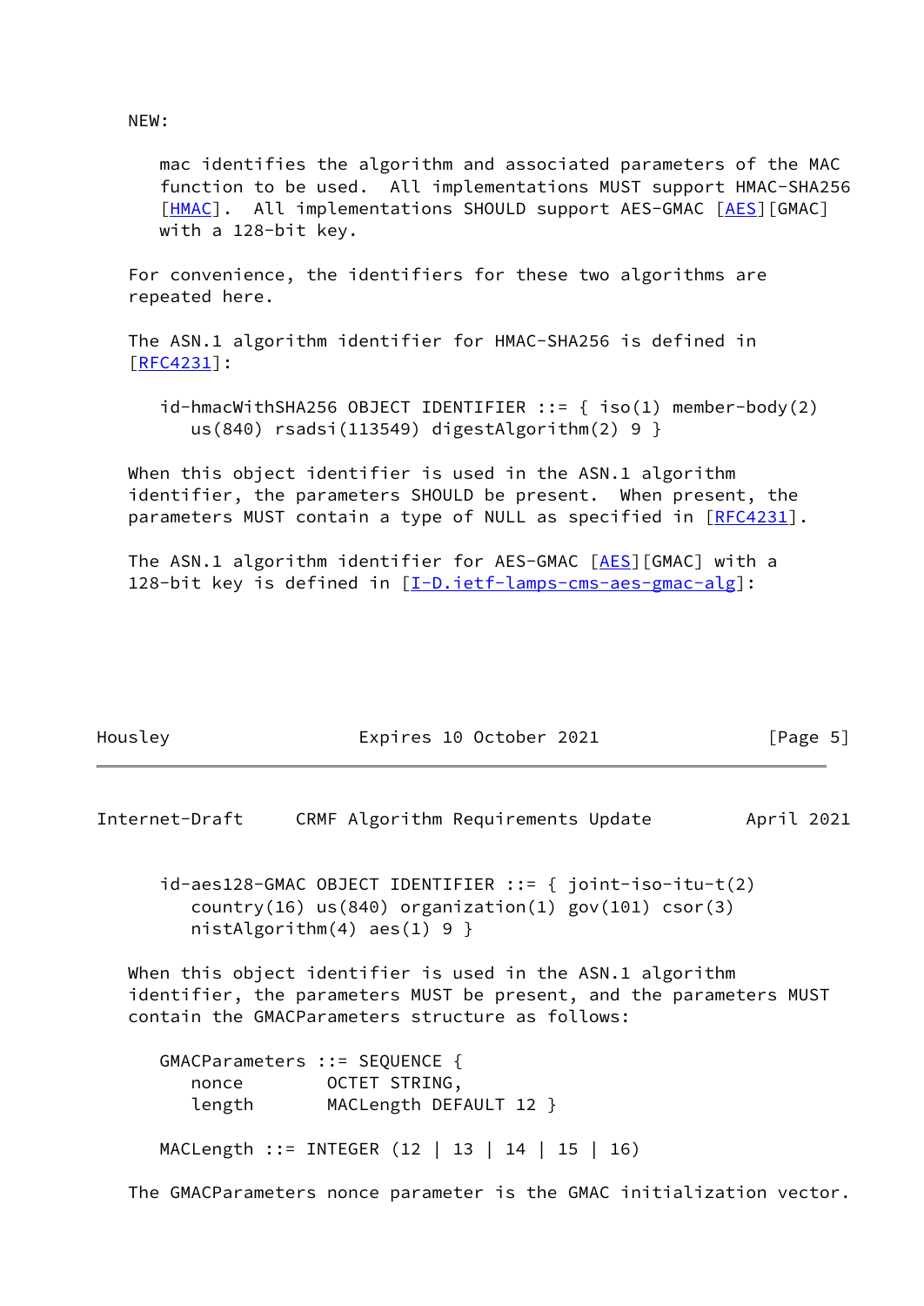NEW:

mac identifies the algorithm and associated parameters of the MAC function to be used. All implementations MUST support HMAC-SHA256 [HMAC]. All implementations SHOULD support AES-GMAC [AES][GMAC] with a 128-bit key.

For convenience, the identifiers for these two algorithms are repeated here.

The ASN.1 algorithm identifier for HMAC-SHA256 is defined in [RFC4231]:

```
id-hmacWithSHA256 OBJECT IDENTIFIER ::= { iso(1) member-body(2)
   us(840) rsadsi(113549) digestAlgorithm(2) 9 }
```

When this object identifier is used in the ASN.1 algorithm identifier, the parameters SHOULD be present. When present, the parameters MUST contain a type of NULL as specified in [RFC4231].

The ASN.1 algorithm identifier for AES-GMAC [AES][GMAC] with a 128-bit key is defined in [I-D.ietf-lamps-cms-aes-gmac-alg]:

```
id-aes128-GMAC OBJECT IDENTIFIER ::= { joint-iso-itu-t(2)
   country(16) us(840) organization(1) gov(101) csor(3)
   nistAlgorithm(4) aes(1) 9 }
```

When this object identifier is used in the ASN.1 algorithm identifier, the parameters MUST be present, and the parameters MUST contain the GMACParameters structure as follows:

```
GMACParameters ::= SEQUENCE {
   nonce        OCTET STRING,
   length       MACLength DEFAULT 12 }

MACLength ::= INTEGER (12 | 13 | 14 | 15 | 16)
```

The GMACParameters nonce parameter is the GMAC initialization vector.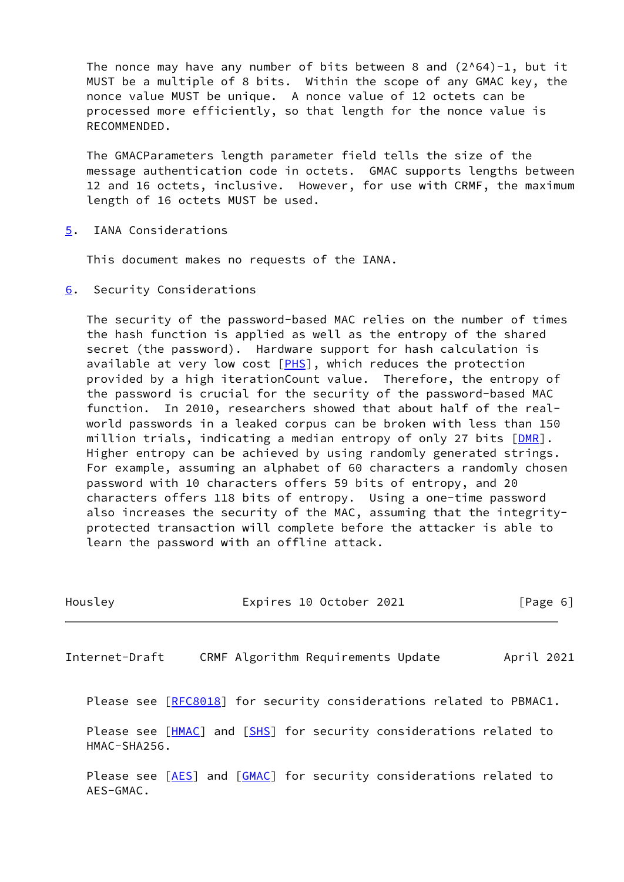The nonce may have any number of bits between 8 and $(2^{64})-1$, but it MUST be a multiple of 8 bits. Within the scope of any GMAC key, the nonce value MUST be unique. A nonce value of 12 octets can be processed more efficiently, so that length for the nonce value is RECOMMENDED.

The GMACParameters length parameter field tells the size of the message authentication code in octets. GMAC supports lengths between 12 and 16 octets, inclusive. However, for use with CRMF, the maximum length of 16 octets MUST be used.

## 5. IANA Considerations

This document makes no requests of the IANA.

## 6. Security Considerations

The security of the password-based MAC relies on the number of times the hash function is applied as well as the entropy of the shared secret (the password). Hardware support for hash calculation is available at very low cost [PHS], which reduces the protection provided by a high iterationCount value. Therefore, the entropy of the password is crucial for the security of the password-based MAC function. In 2010, researchers showed that about half of the real-world passwords in a leaked corpus can be broken with less than 150 million trials, indicating a median entropy of only 27 bits [DMR]. Higher entropy can be achieved by using randomly generated strings. For example, assuming an alphabet of 60 characters a randomly chosen password with 10 characters offers 59 bits of entropy, and 20 characters offers 118 bits of entropy. Using a one-time password also increases the security of the MAC, assuming that the integrity-protected transaction will complete before the attacker is able to learn the password with an offline attack.

Please see [RFC8018] for security considerations related to PBMAC1.

Please see [HMAC] and [SHS] for security considerations related to HMAC-SHA256.

Please see [AES] and [GMAC] for security considerations related to AES-GMAC.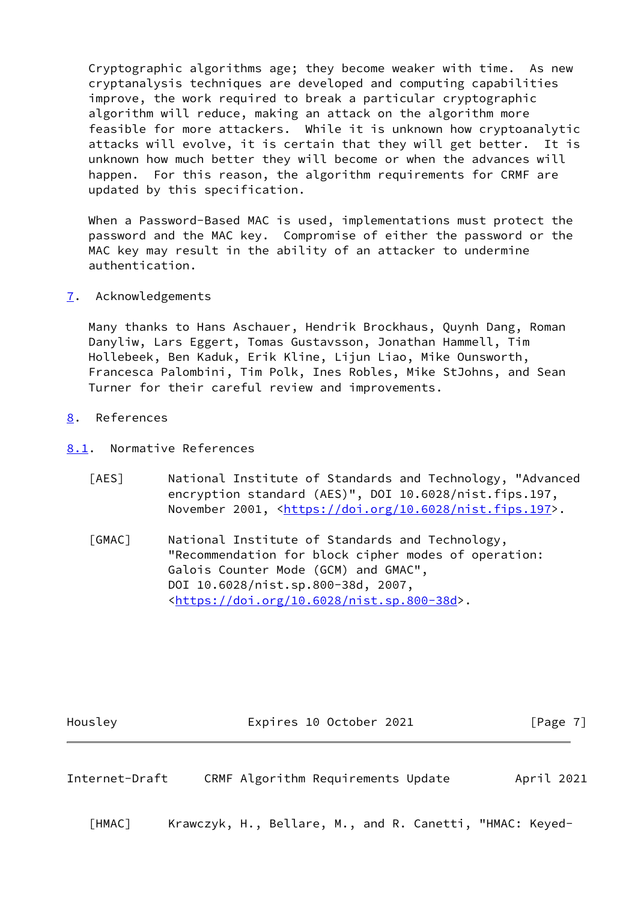Cryptographic algorithms age; they become weaker with time. As new cryptanalysis techniques are developed and computing capabilities improve, the work required to break a particular cryptographic algorithm will reduce, making an attack on the algorithm more feasible for more attackers. While it is unknown how cryptoanalytic attacks will evolve, it is certain that they will get better. It is unknown how much better they will become or when the advances will happen. For this reason, the algorithm requirements for CRMF are updated by this specification.

When a Password-Based MAC is used, implementations must protect the password and the MAC key. Compromise of either the password or the MAC key may result in the ability of an attacker to undermine authentication.

## 7. Acknowledgements

Many thanks to Hans Aschauer, Hendrik Brockhaus, Quynh Dang, Roman Danyliw, Lars Eggert, Tomas Gustavsson, Jonathan Hammell, Tim Hollebeek, Ben Kaduk, Erik Kline, Lijun Liao, Mike Ounsworth, Francesca Palombini, Tim Polk, Ines Robles, Mike StJohns, and Sean Turner for their careful review and improvements.

## 8. References

### 8.1. Normative References

[AES] National Institute of Standards and Technology, "Advanced encryption standard (AES)", DOI 10.6028/nist.fips.197, November 2001, <https://doi.org/10.6028/nist.fips.197>.

[GMAC] National Institute of Standards and Technology, "Recommendation for block cipher modes of operation: Galois Counter Mode (GCM) and GMAC", DOI 10.6028/nist.sp.800-38d, 2007, <https://doi.org/10.6028/nist.sp.800-38d>.

[HMAC] Krawczyk, H., Bellare, M., and R. Canetti, "HMAC: Keyed-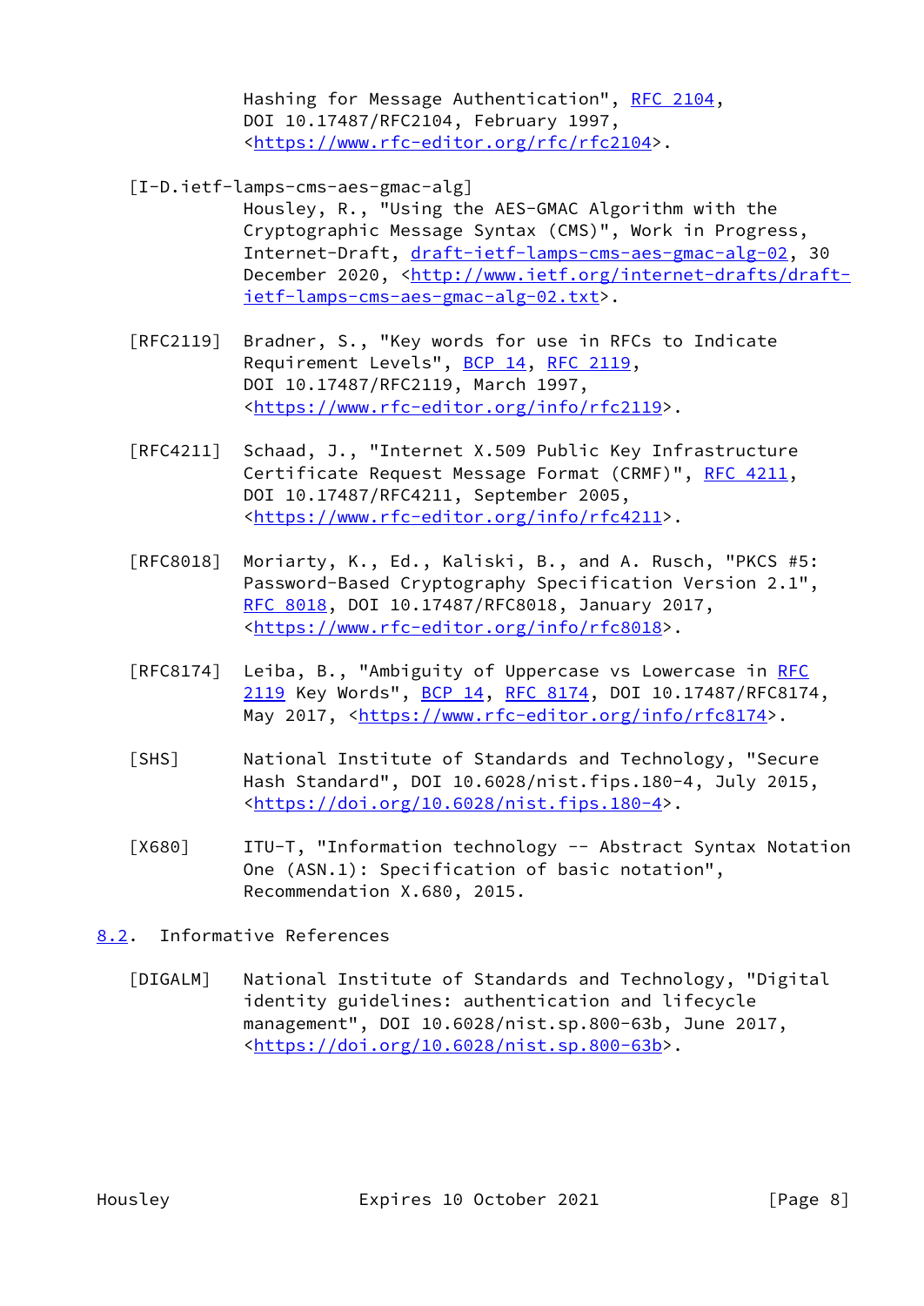Hashing for Message Authentication", RFC 2104, DOI 10.17487/RFC2104, February 1997, <https://www.rfc-editor.org/rfc/rfc2104>.

[I-D.ietf-lamps-cms-aes-gmac-alg]
Housley, R., "Using the AES-GMAC Algorithm with the Cryptographic Message Syntax (CMS)", Work in Progress, Internet-Draft, draft-ietf-lamps-cms-aes-gmac-alg-02, 30 December 2020, <http://www.ietf.org/internet-drafts/draft-ietf-lamps-cms-aes-gmac-alg-02.txt>.

[RFC2119] Bradner, S., "Key words for use in RFCs to Indicate Requirement Levels", BCP 14, RFC 2119, DOI 10.17487/RFC2119, March 1997, <https://www.rfc-editor.org/info/rfc2119>.

[RFC4211] Schaad, J., "Internet X.509 Public Key Infrastructure Certificate Request Message Format (CRMF)", RFC 4211, DOI 10.17487/RFC4211, September 2005, <https://www.rfc-editor.org/info/rfc4211>.

[RFC8018] Moriarty, K., Ed., Kaliski, B., and A. Rusch, "PKCS #5: Password-Based Cryptography Specification Version 2.1", RFC 8018, DOI 10.17487/RFC8018, January 2017, <https://www.rfc-editor.org/info/rfc8018>.

[RFC8174] Leiba, B., "Ambiguity of Uppercase vs Lowercase in RFC 2119 Key Words", BCP 14, RFC 8174, DOI 10.17487/RFC8174, May 2017, <https://www.rfc-editor.org/info/rfc8174>.

[SHS] National Institute of Standards and Technology, "Secure Hash Standard", DOI 10.6028/nist.fips.180-4, July 2015, <https://doi.org/10.6028/nist.fips.180-4>.

[X680] ITU-T, "Information technology -- Abstract Syntax Notation One (ASN.1): Specification of basic notation", Recommendation X.680, 2015.

## 8.2. Informative References

[DIGALM] National Institute of Standards and Technology, "Digital identity guidelines: authentication and lifecycle management", DOI 10.6028/nist.sp.800-63b, June 2017, <https://doi.org/10.6028/nist.sp.800-63b>.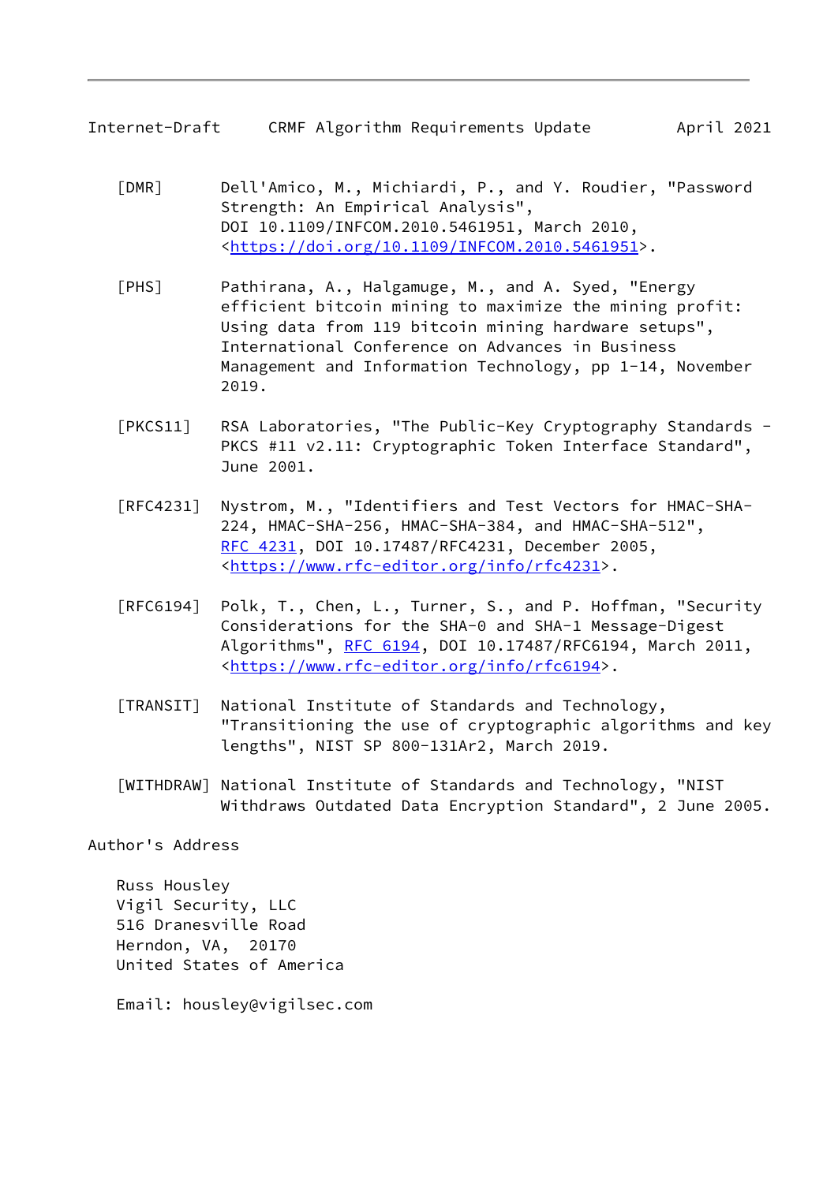[DMR] Dell'Amico, M., Michiardi, P., and Y. Roudier, "Password Strength: An Empirical Analysis", DOI 10.1109/INFCOM.2010.5461951, March 2010, <https://doi.org/10.1109/INFCOM.2010.5461951>.

[PHS] Pathirana, A., Halgamuge, M., and A. Syed, "Energy efficient bitcoin mining to maximize the mining profit: Using data from 119 bitcoin mining hardware setups", International Conference on Advances in Business Management and Information Technology, pp 1-14, November 2019.

[PKCS11] RSA Laboratories, "The Public-Key Cryptography Standards - PKCS #11 v2.11: Cryptographic Token Interface Standard", June 2001.

[RFC4231] Nystrom, M., "Identifiers and Test Vectors for HMAC-SHA-224, HMAC-SHA-256, HMAC-SHA-384, and HMAC-SHA-512", RFC 4231, DOI 10.17487/RFC4231, December 2005, <https://www.rfc-editor.org/info/rfc4231>.

[RFC6194] Polk, T., Chen, L., Turner, S., and P. Hoffman, "Security Considerations for the SHA-0 and SHA-1 Message-Digest Algorithms", RFC 6194, DOI 10.17487/RFC6194, March 2011, <https://www.rfc-editor.org/info/rfc6194>.

[TRANSIT] National Institute of Standards and Technology, "Transitioning the use of cryptographic algorithms and key lengths", NIST SP 800-131Ar2, March 2019.

[WITHDRAW] National Institute of Standards and Technology, "NIST Withdraws Outdated Data Encryption Standard", 2 June 2005.

## Author's Address

Russ Housley
Vigil Security, LLC
516 Dranesville Road
Herndon, VA, 20170
United States of America

Email: housley@vigilsec.com